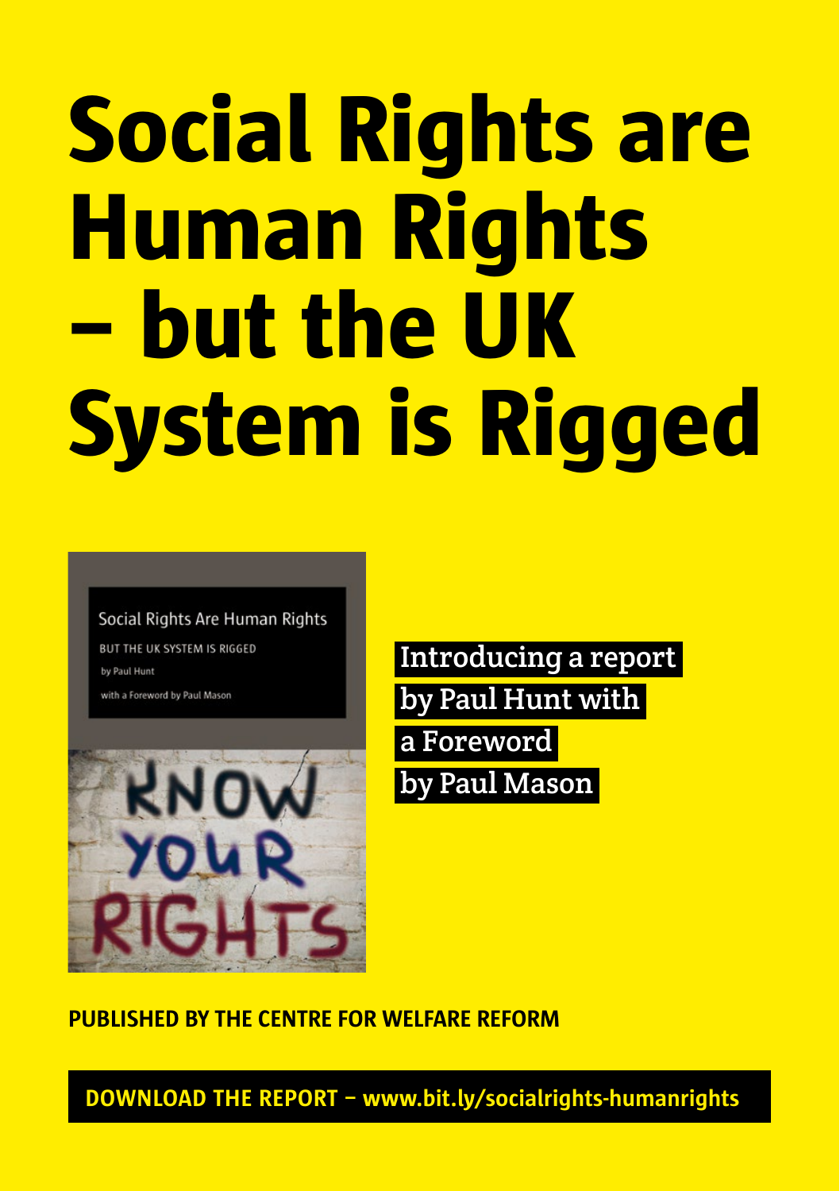# Social Rights are Human Rights – but the UK System is Rigged

Introducing a report by Paul Hunt with a Foreword by Paul Mason

**PUBLISHED BY THE CENTRE FOR WELFARE REFORM**

**DOWNLOAD THE REPORT – www.bit.ly/socialrights-humanrights**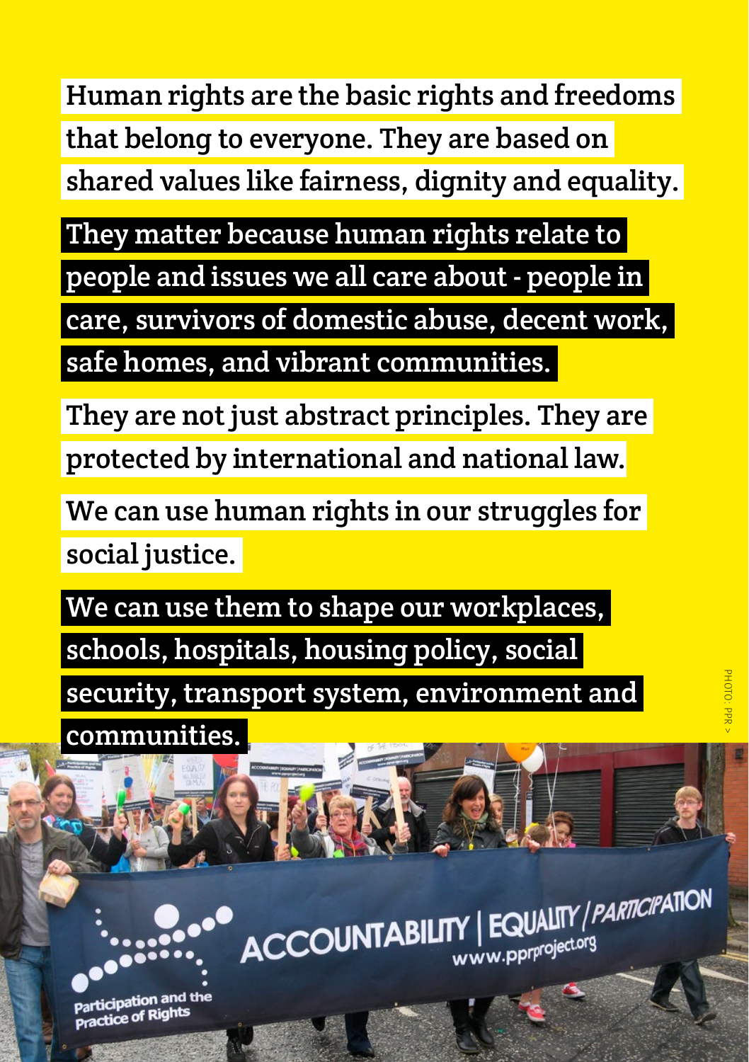Human rights are the basic rights and freedoms that belong to everyone. They are based on shared values like fairness, dignity and equality.

They matter because human rights relate to people and issues we all care about - people in care, survivors of domestic abuse, decent work, safe homes, and vibrant communities.

They are not just abstract principles. They are protected by international and national law.

We can use human rights in our struggles for social justice.

We can use them to shape our workplaces, schools, hospitals, housing policy, social security, transport system, environment and communities.

PHOTO: PPR >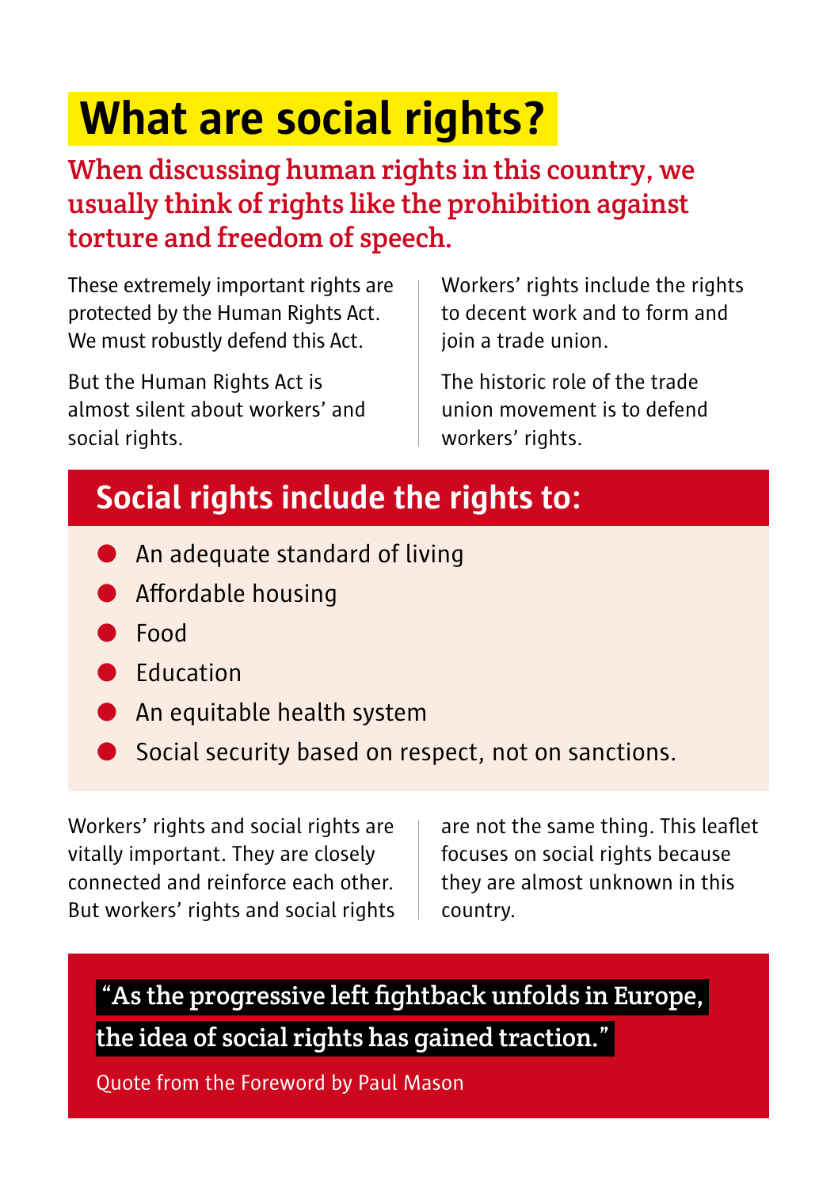# What are social rights?

**When discussing human rights in this country, we usually think of rights like the prohibition against torture and freedom of speech.**

These extremely important rights are protected by the Human Rights Act. We must robustly defend this Act.

But the Human Rights Act is almost silent about workers' and social rights.

Workers' rights include the rights to decent work and to form and join a trade union.

The historic role of the trade union movement is to defend workers' rights.

## Social rights include the rights to:

- An adequate standard of living
- Affordable housing
- Food
- Education
- An equitable health system
- Social security based on respect, not on sanctions.

Workers' rights and social rights are vitally important. They are closely connected and reinforce each other. But workers' rights and social rights are not the same thing. This leaflet focuses on social rights because they are almost unknown in this country.

> **"As the progressive left fightback unfolds in Europe, the idea of social rights has gained traction."**
>
> Quote from the Foreword by Paul Mason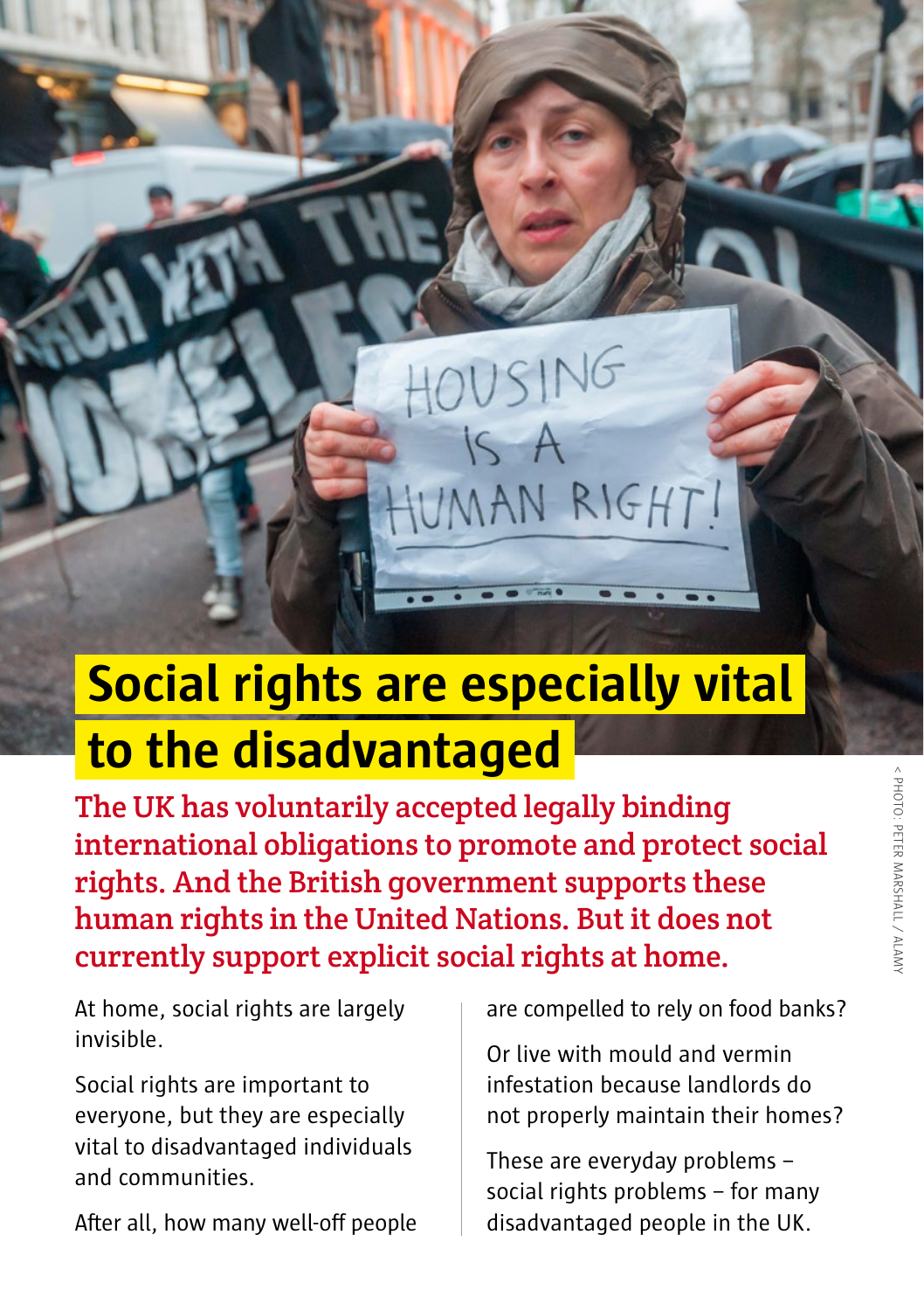# Social rights are especially vital to the disadvantaged

**The UK has voluntarily accepted legally binding international obligations to promote and protect social rights. And the British government supports these human rights in the United Nations. But it does not currently support explicit social rights at home.**

At home, social rights are largely invisible.

Social rights are important to everyone, but they are especially vital to disadvantaged individuals and communities.

After all, how many well-off people are compelled to rely on food banks?

Or live with mould and vermin infestation because landlords do not properly maintain their homes?

These are everyday problems – social rights problems – for many disadvantaged people in the UK.

< PHOTO: PETER MARSHALL / ALAMY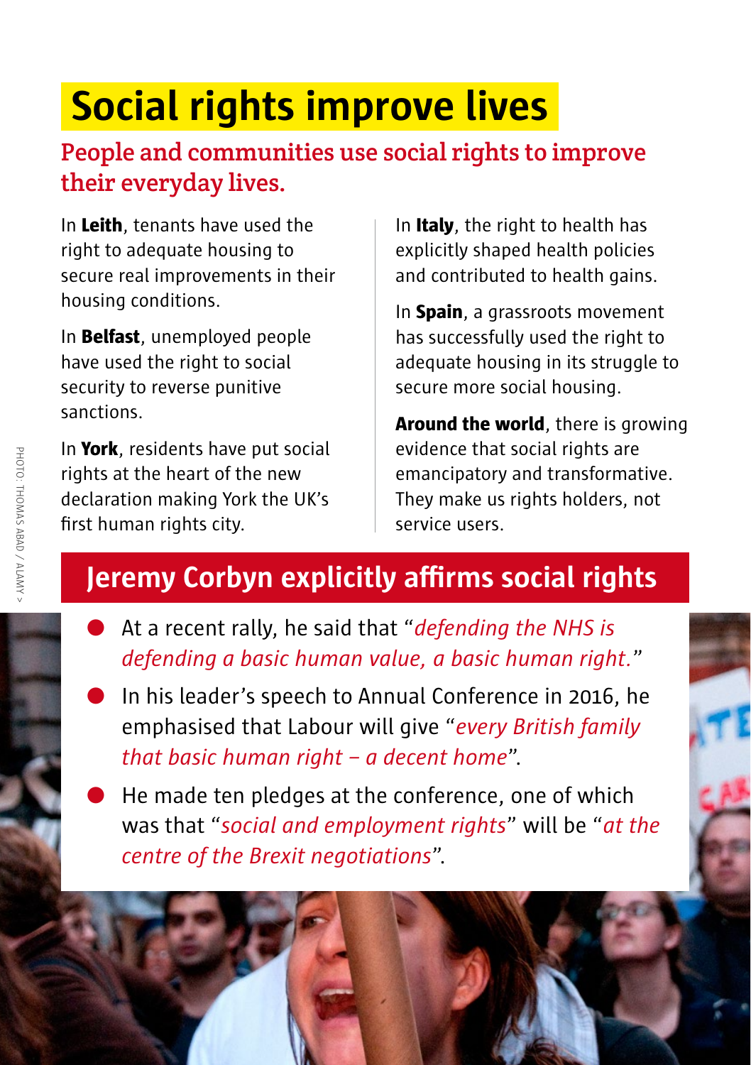# Social rights improve lives

## People and communities use social rights to improve their everyday lives.

In **Leith**, tenants have used the right to adequate housing to secure real improvements in their housing conditions.

In **Belfast**, unemployed people have used the right to social security to reverse punitive sanctions.

In **York**, residents have put social rights at the heart of the new declaration making York the UK's first human rights city.

In **Italy**, the right to health has explicitly shaped health policies and contributed to health gains.

In **Spain**, a grassroots movement has successfully used the right to adequate housing in its struggle to secure more social housing.

**Around the world**, there is growing evidence that social rights are emancipatory and transformative. They make us rights holders, not service users.

## Jeremy Corbyn explicitly affirms social rights

- At a recent rally, he said that "*defending the NHS is defending a basic human value, a basic human right.*"
- In his leader's speech to Annual Conference in 2016, he emphasised that Labour will give "*every British family that basic human right – a decent home*".
- He made ten pledges at the conference, one of which was that "*social and employment rights*" will be "*at the centre of the Brexit negotiations*".

PHOTO: THOMAS ABAD / ALAMY >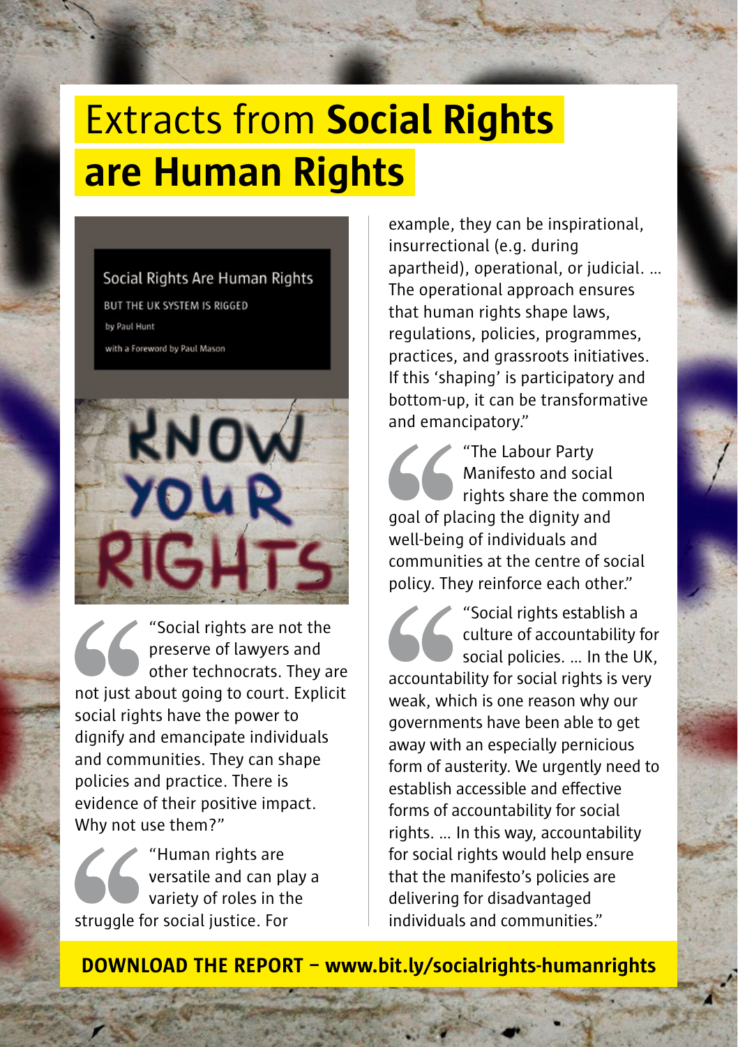# Extracts from **Social Rights are Human Rights**

Social Rights Are Human Rights

BUT THE UK SYSTEM IS RIGGED

by Paul Hunt

with a Foreword by Paul Mason

KNOW YOUR RIGHTS

> "Social rights are not the preserve of lawyers and other technocrats. They are not just about going to court. Explicit social rights have the power to dignify and emancipate individuals and communities. They can shape policies and practice. There is evidence of their positive impact. Why not use them?"

> "Human rights are versatile and can play a variety of roles in the struggle for social justice. For example, they can be inspirational, insurrectional (e.g. during apartheid), operational, or judicial. ... The operational approach ensures that human rights shape laws, regulations, policies, programmes, practices, and grassroots initiatives. If this 'shaping' is participatory and bottom-up, it can be transformative and emancipatory."

> "The Labour Party Manifesto and social rights share the common goal of placing the dignity and well-being of individuals and communities at the centre of social policy. They reinforce each other."

> "Social rights establish a culture of accountability for social policies. ... In the UK, accountability for social rights is very weak, which is one reason why our governments have been able to get away with an especially pernicious form of austerity. We urgently need to establish accessible and effective forms of accountability for social rights. ... In this way, accountability for social rights would help ensure that the manifesto's policies are delivering for disadvantaged individuals and communities."

**DOWNLOAD THE REPORT – www.bit.ly/socialrights-humanrights**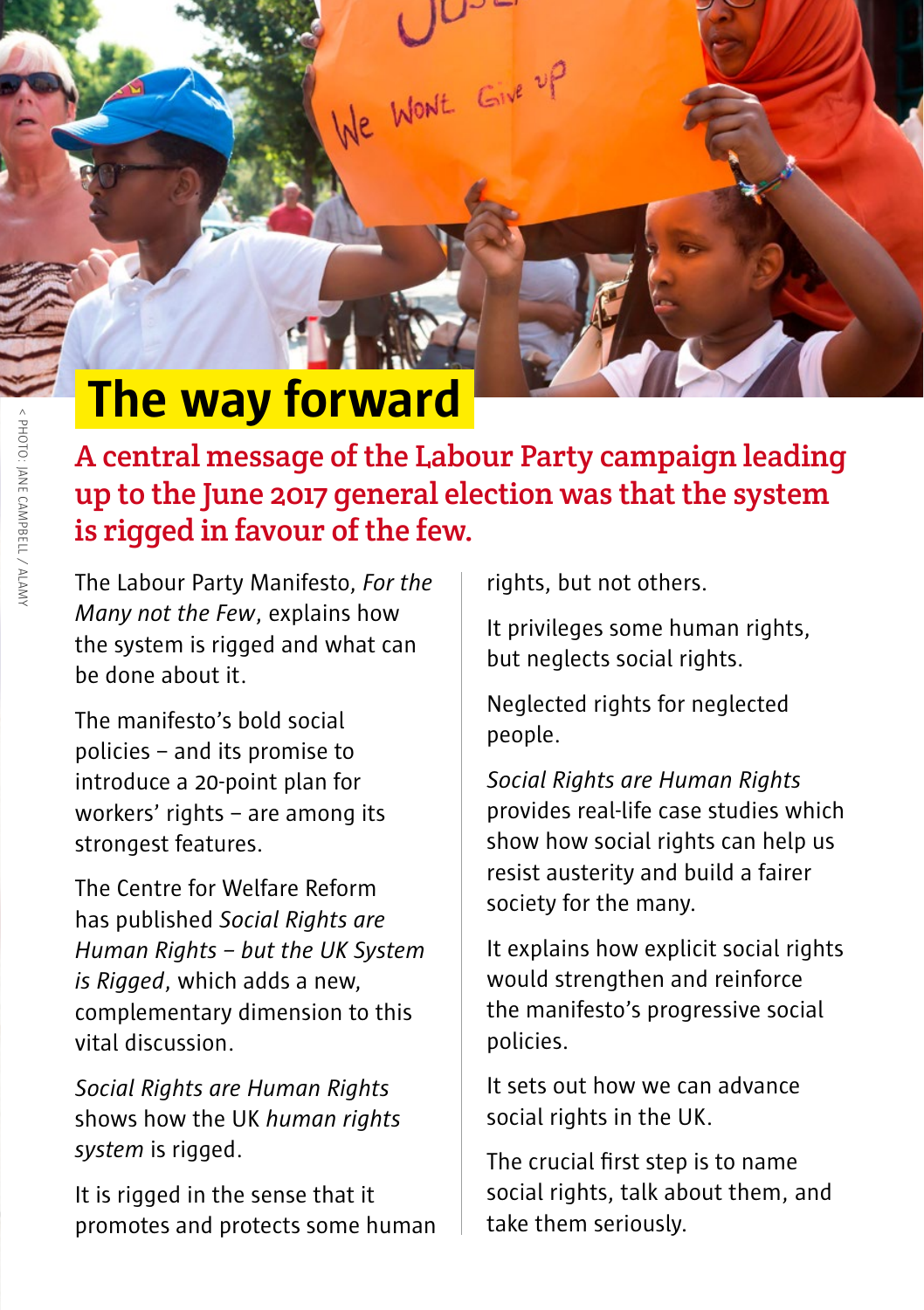# The way forward

**A central message of the Labour Party campaign leading up to the June 2017 general election was that the system is rigged in favour of the few.**

The Labour Party Manifesto, *For the Many not the Few*, explains how the system is rigged and what can be done about it.

The manifesto's bold social policies – and its promise to introduce a 20-point plan for workers' rights – are among its strongest features.

The Centre for Welfare Reform has published *Social Rights are Human Rights – but the UK System is Rigged*, which adds a new, complementary dimension to this vital discussion.

*Social Rights are Human Rights* shows how the UK *human rights system* is rigged.

It is rigged in the sense that it promotes and protects some human rights, but not others.

It privileges some human rights, but neglects social rights.

Neglected rights for neglected people.

*Social Rights are Human Rights* provides real-life case studies which show how social rights can help us resist austerity and build a fairer society for the many.

It explains how explicit social rights would strengthen and reinforce the manifesto's progressive social policies.

It sets out how we can advance social rights in the UK.

The crucial first step is to name social rights, talk about them, and take them seriously.

< PHOTO: JANE CAMPBELL / ALAMY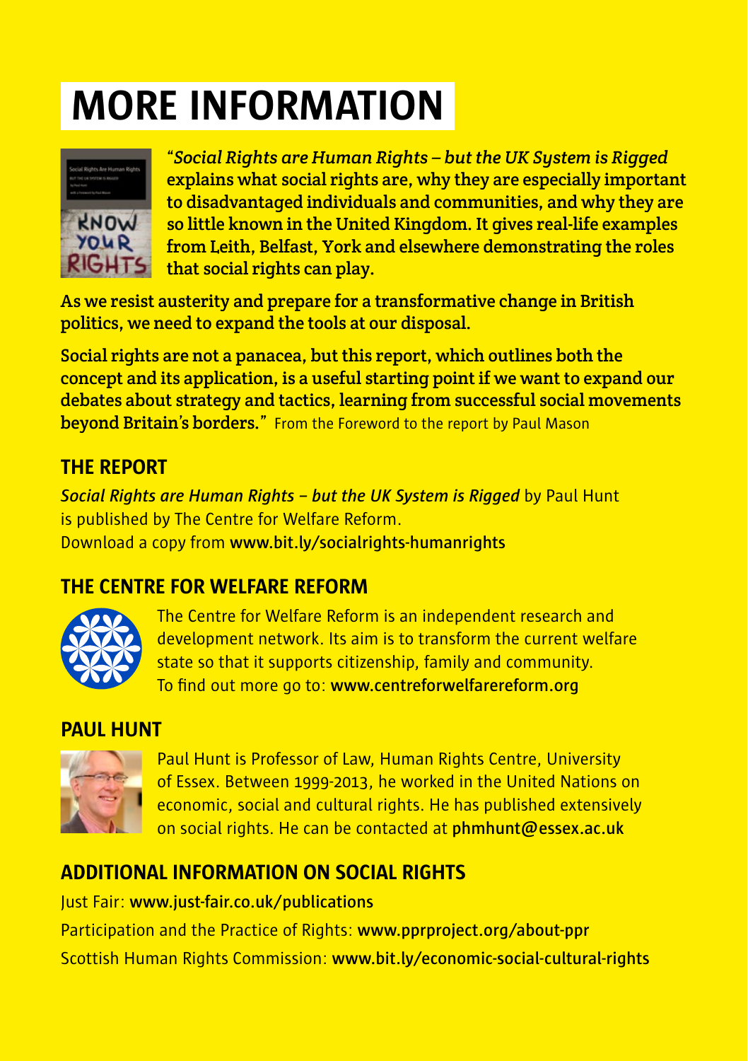# MORE INFORMATION

**"*Social Rights are Human Rights – but the UK System is Rigged* explains what social rights are, why they are especially important to disadvantaged individuals and communities, and why they are so little known in the United Kingdom. It gives real-life examples from Leith, Belfast, York and elsewhere demonstrating the roles that social rights can play.**

**As we resist austerity and prepare for a transformative change in British politics, we need to expand the tools at our disposal.**

**Social rights are not a panacea, but this report, which outlines both the concept and its application, is a useful starting point if we want to expand our debates about strategy and tactics, learning from successful social movements beyond Britain's borders."** From the Foreword to the report by Paul Mason

## THE REPORT

*Social Rights are Human Rights – but the UK System is Rigged* by Paul Hunt is published by The Centre for Welfare Reform.
Download a copy from **www.bit.ly/socialrights-humanrights**

## THE CENTRE FOR WELFARE REFORM

The Centre for Welfare Reform is an independent research and development network. Its aim is to transform the current welfare state so that it supports citizenship, family and community.
To find out more go to: **www.centreforwelfarereform.org**

## PAUL HUNT

Paul Hunt is Professor of Law, Human Rights Centre, University of Essex. Between 1999-2013, he worked in the United Nations on economic, social and cultural rights. He has published extensively on social rights. He can be contacted at **phmhunt@essex.ac.uk**

## ADDITIONAL INFORMATION ON SOCIAL RIGHTS

Just Fair: **www.just-fair.co.uk/publications**

Participation and the Practice of Rights: **www.pprproject.org/about-ppr**

Scottish Human Rights Commission: **www.bit.ly/economic-social-cultural-rights**